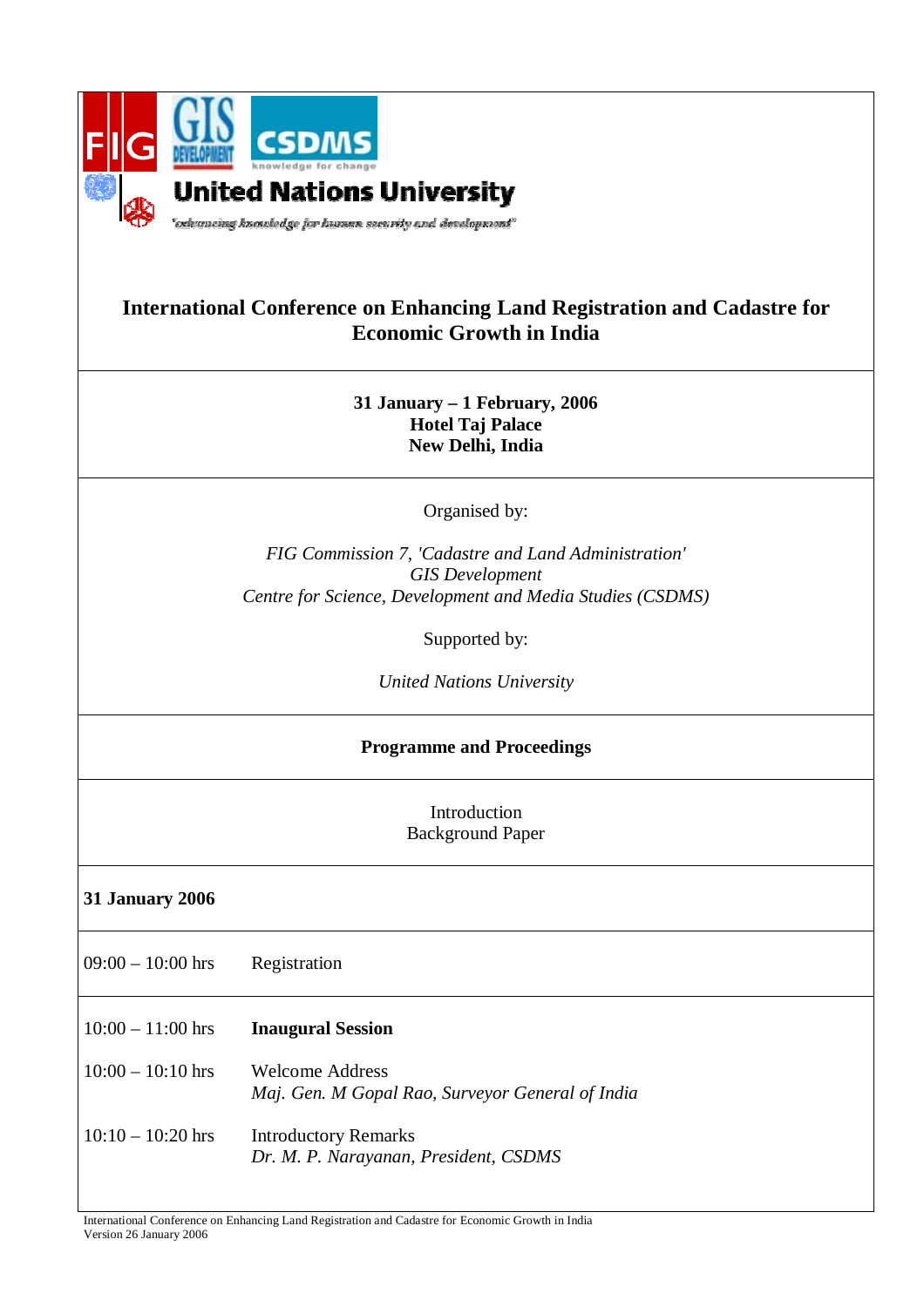United Nations University

"advancing knowledge for human security and development"

# International Conference on Enhancing Land Registration and Cadastre for Economic Growth in India

**31 January – 1 February, 2006**
**Hotel Taj Palace**
**New Delhi, India**

Organised by:

*FIG Commission 7, 'Cadastre and Land Administration'*
*GIS Development*
*Centre for Science, Development and Media Studies (CSDMS)*

Supported by:

*United Nations University*

## Programme and Proceedings

Introduction
Background Paper

### 31 January 2006

| | |
|---|---|
| 09:00 – 10:00 hrs | Registration |
| 10:00 – 11:00 hrs | **Inaugural Session** |
| 10:00 – 10:10 hrs | Welcome Address<br>*Maj. Gen. M Gopal Rao, Surveyor General of India* |
| 10:10 – 10:20 hrs | Introductory Remarks<br>*Dr. M. P. Narayanan, President, CSDMS* |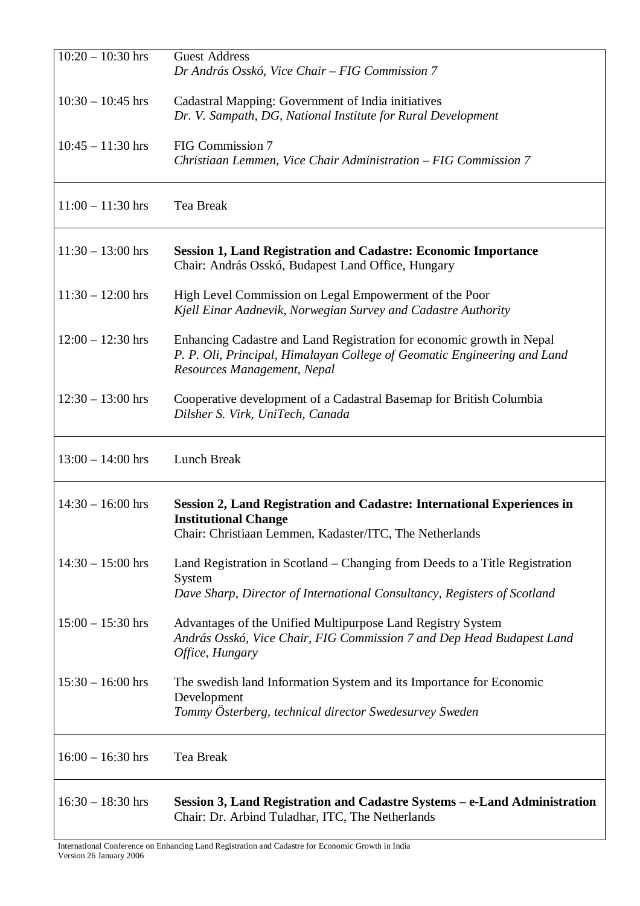| | |
|---|---|
| 10:20 – 10:30 hrs | Guest Address<br>*Dr András Osskó, Vice Chair – FIG Commission 7* |
| 10:30 – 10:45 hrs | Cadastral Mapping: Government of India initiatives<br>*Dr. V. Sampath, DG, National Institute for Rural Development* |
| 10:45 – 11:30 hrs | FIG Commission 7<br>*Christiaan Lemmen, Vice Chair Administration – FIG Commission 7* |
| 11:00 – 11:30 hrs | Tea Break |
| 11:30 – 13:00 hrs | **Session 1, Land Registration and Cadastre: Economic Importance**<br>Chair: András Osskó, Budapest Land Office, Hungary |
| 11:30 – 12:00 hrs | High Level Commission on Legal Empowerment of the Poor<br>*Kjell Einar Aadnevik, Norwegian Survey and Cadastre Authority* |
| 12:00 – 12:30 hrs | Enhancing Cadastre and Land Registration for economic growth in Nepal<br>*P. P. Oli, Principal, Himalayan College of Geomatic Engineering and Land Resources Management, Nepal* |
| 12:30 – 13:00 hrs | Cooperative development of a Cadastral Basemap for British Columbia<br>*Dilsher S. Virk, UniTech, Canada* |
| 13:00 – 14:00 hrs | Lunch Break |
| 14:30 – 16:00 hrs | **Session 2, Land Registration and Cadastre: International Experiences in Institutional Change**<br>Chair: Christiaan Lemmen, Kadaster/ITC, The Netherlands |
| 14:30 – 15:00 hrs | Land Registration in Scotland – Changing from Deeds to a Title Registration System<br>*Dave Sharp, Director of International Consultancy, Registers of Scotland* |
| 15:00 – 15:30 hrs | Advantages of the Unified Multipurpose Land Registry System<br>*András Osskó, Vice Chair, FIG Commission 7 and Dep Head Budapest Land Office, Hungary* |
| 15:30 – 16:00 hrs | The swedish land Information System and its Importance for Economic Development<br>*Tommy Österberg, technical director Swedesurvey Sweden* |
| 16:00 – 16:30 hrs | Tea Break |
| 16:30 – 18:30 hrs | **Session 3, Land Registration and Cadastre Systems – e-Land Administration**<br>Chair: Dr. Arbind Tuladhar, ITC, The Netherlands |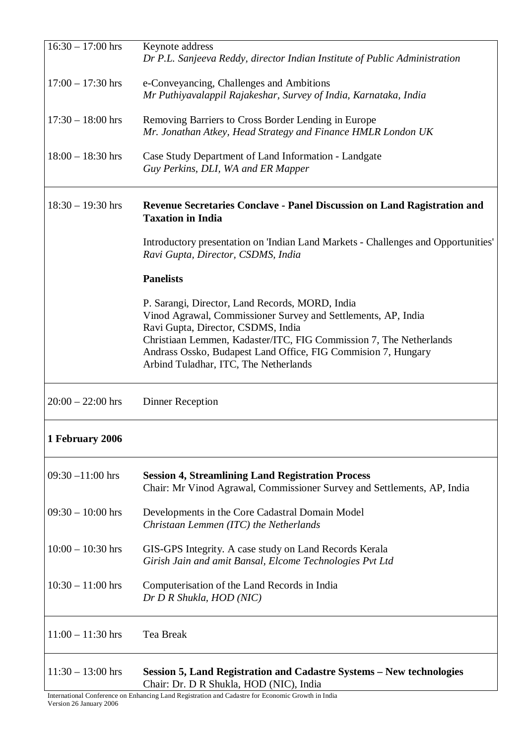| | |
|---|---|
| 16:30 – 17:00 hrs | Keynote address<br>*Dr P.L. Sanjeeva Reddy, director Indian Institute of Public Administration* |
| 17:00 – 17:30 hrs | e-Conveyancing, Challenges and Ambitions<br>*Mr Puthiyavalappil Rajakeshar, Survey of India, Karnataka, India* |
| 17:30 – 18:00 hrs | Removing Barriers to Cross Border Lending in Europe<br>*Mr. Jonathan Atkey, Head Strategy and Finance HMLR London UK* |
| 18:00 – 18:30 hrs | Case Study Department of Land Information - Landgate<br>*Guy Perkins, DLI, WA and ER Mapper* |
| 18:30 – 19:30 hrs | **Revenue Secretaries Conclave - Panel Discussion on Land Ragistration and Taxation in India**<br><br>Introductory presentation on 'Indian Land Markets - Challenges and Opportunities'<br>*Ravi Gupta, Director, CSDMS, India*<br><br>**Panelists**<br><br>P. Sarangi, Director, Land Records, MORD, India<br>Vinod Agrawal, Commissioner Survey and Settlements, AP, India<br>Ravi Gupta, Director, CSDMS, India<br>Christiaan Lemmen, Kadaster/ITC, FIG Commission 7, The Netherlands<br>Andrass Ossko, Budapest Land Office, FIG Commision 7, Hungary<br>Arbind Tuladhar, ITC, The Netherlands |
| 20:00 – 22:00 hrs | Dinner Reception |
| **1 February 2006** | |
| 09:30 –11:00 hrs | **Session 4, Streamlining Land Registration Process**<br>Chair: Mr Vinod Agrawal, Commissioner Survey and Settlements, AP, India |
| 09:30 – 10:00 hrs | Developments in the Core Cadastral Domain Model<br>*Christaan Lemmen (ITC) the Netherlands* |
| 10:00 – 10:30 hrs | GIS-GPS Integrity. A case study on Land Records Kerala<br>*Girish Jain and amit Bansal, Elcome Technologies Pvt Ltd* |
| 10:30 – 11:00 hrs | Computerisation of the Land Records in India<br>*Dr D R Shukla, HOD (NIC)* |
| 11:00 – 11:30 hrs | Tea Break |
| 11:30 – 13:00 hrs | **Session 5, Land Registration and Cadastre Systems – New technologies**<br>Chair: Dr. D R Shukla, HOD (NIC), India |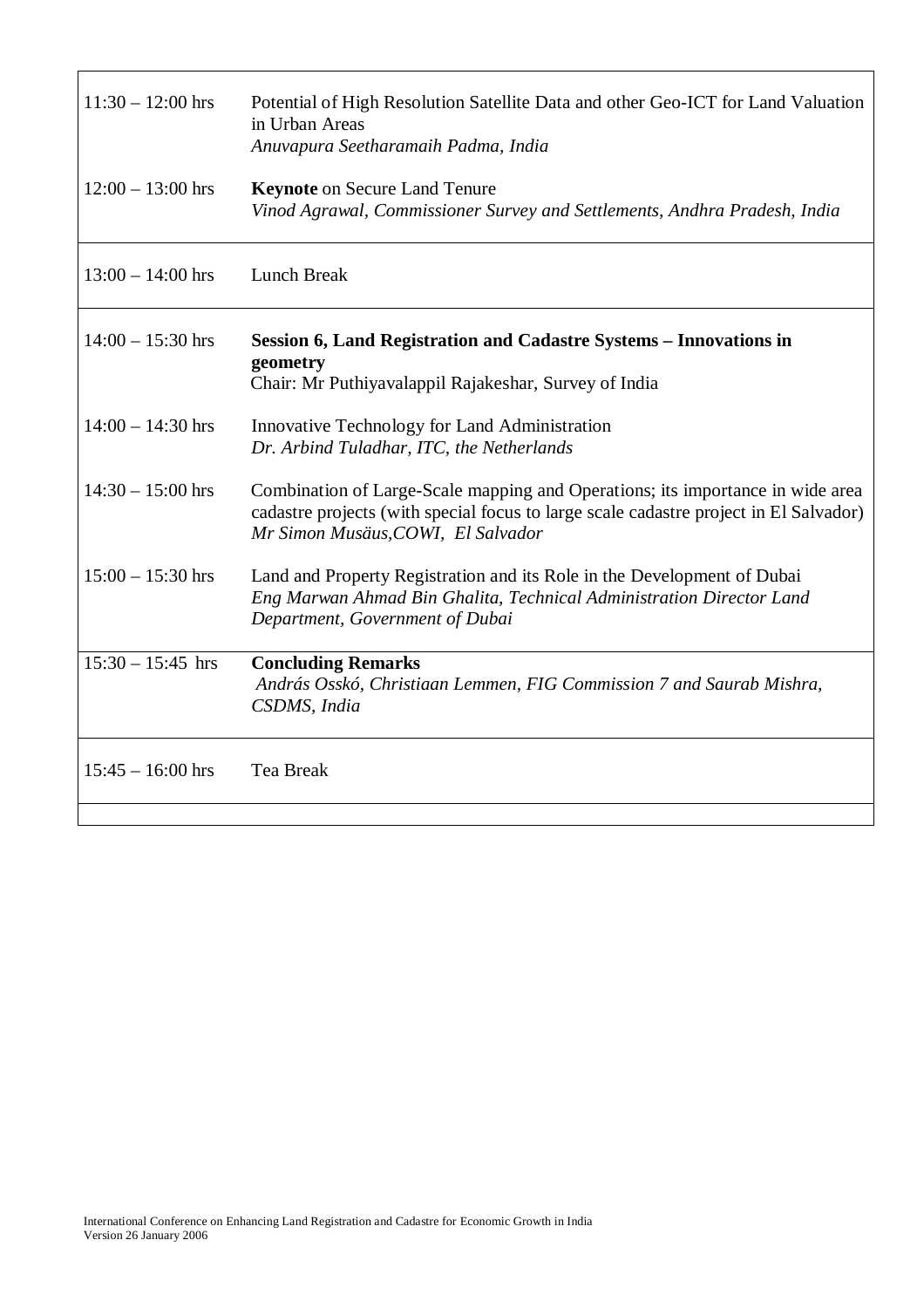| | |
|---|---|
| 11:30 – 12:00 hrs | Potential of High Resolution Satellite Data and other Geo-ICT for Land Valuation in Urban Areas<br>*Anuvapura Seetharamaih Padma, India* |
| 12:00 – 13:00 hrs | **Keynote** on Secure Land Tenure<br>*Vinod Agrawal, Commissioner Survey and Settlements, Andhra Pradesh, India* |
| 13:00 – 14:00 hrs | Lunch Break |
| 14:00 – 15:30 hrs | **Session 6, Land Registration and Cadastre Systems – Innovations in geometry**<br>Chair: Mr Puthiyavalappil Rajakeshar, Survey of India |
| 14:00 – 14:30 hrs | Innovative Technology for Land Administration<br>*Dr. Arbind Tuladhar, ITC, the Netherlands* |
| 14:30 – 15:00 hrs | Combination of Large-Scale mapping and Operations; its importance in wide area cadastre projects (with special focus to large scale cadastre project in El Salvador)<br>*Mr Simon Musäus,COWI, El Salvador* |
| 15:00 – 15:30 hrs | Land and Property Registration and its Role in the Development of Dubai<br>*Eng Marwan Ahmad Bin Ghalita, Technical Administration Director Land Department, Government of Dubai* |
| 15:30 – 15:45 hrs | **Concluding Remarks**<br>*András Osskó, Christiaan Lemmen, FIG Commission 7 and Saurab Mishra, CSDMS, India* |
| 15:45 – 16:00 hrs | Tea Break |